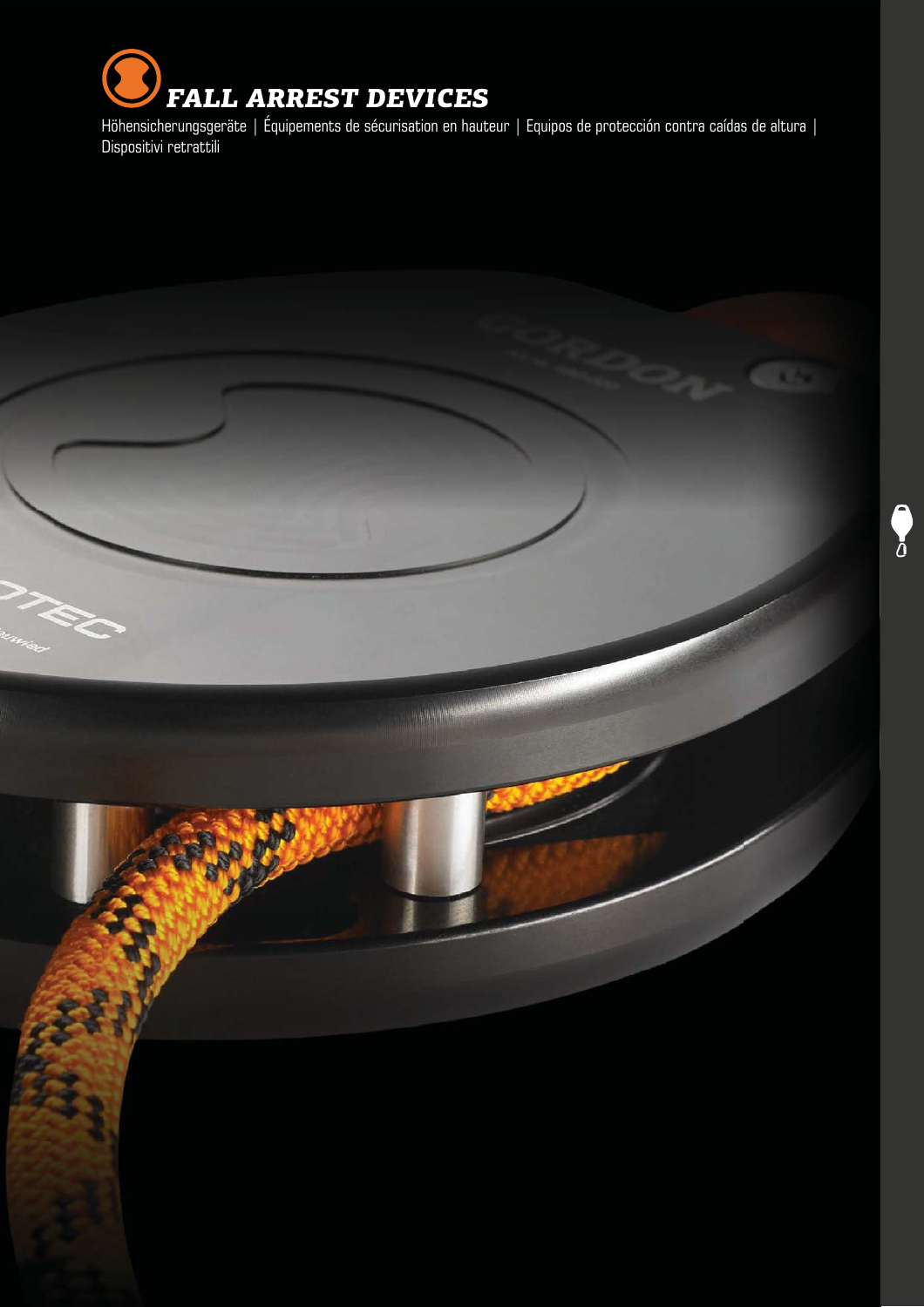# *FALL ARREST DEVICES*

Höhensicherungsgeräte | Équipements de sécurisation en hauteur | Equipos de protección contra caídas de altura | Dispositivi retrattili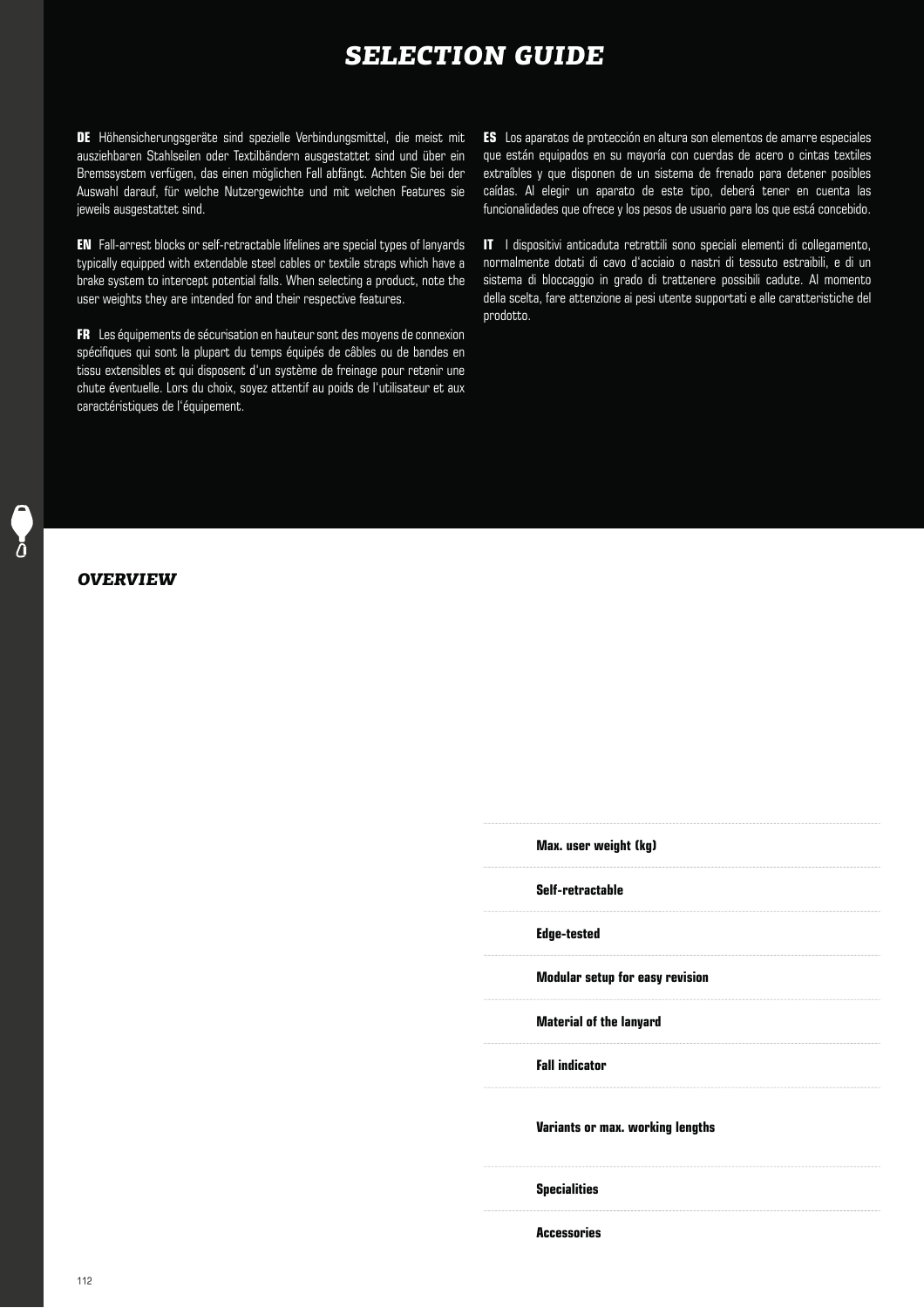# SELECTION GUIDE

**DE** Höhensicherungsgeräte sind spezielle Verbindungsmittel, die meist mit ausziehbaren Stahlseilen oder Textilbändern ausgestattet sind und über ein Bremssystem verfügen, das einen möglichen Fall abfängt. Achten Sie bei der Auswahl darauf, für welche Nutzergewichte und mit welchen Features sie jeweils ausgestattet sind.

**EN** Fall-arrest blocks or self-retractable lifelines are special types of lanyards typically equipped with extendable steel cables or textile straps which have a brake system to intercept potential falls. When selecting a product, note the user weights they are intended for and their respective features.

**FR** Les équipements de sécurisation en hauteur sont des moyens de connexion spécifiques qui sont la plupart du temps équipés de câbles ou de bandes en tissu extensibles et qui disposent d'un système de freinage pour retenir une chute éventuelle. Lors du choix, soyez attentif au poids de l'utilisateur et aux caractéristiques de l'équipement.

**ES** Los aparatos de protección en altura son elementos de amarre especiales que están equipados en su mayoría con cuerdas de acero o cintas textiles extraíbles y que disponen de un sistema de frenado para detener posibles caídas. Al elegir un aparato de este tipo, deberá tener en cuenta las funcionalidades que ofrece y los pesos de usuario para los que está concebido.

**IT** I dispositivi anticaduta retrattili sono speciali elementi di collegamento, normalmente dotati di cavo d'acciaio o nastri di tessuto estraibili, e di un sistema di bloccaggio in grado di trattenere possibili cadute. Al momento della scelta, fare attenzione ai pesi utente supportati e alle caratteristiche del prodotto.

## OVERVIEW

| |
|---|
| **Max. user weight (kg)** |
| **Self-retractable** |
| **Edge-tested** |
| **Modular setup for easy revision** |
| **Material of the lanyard** |
| **Fall indicator** |
| **Variants or max. working lengths** |
| **Specialities** |
| **Accessories** |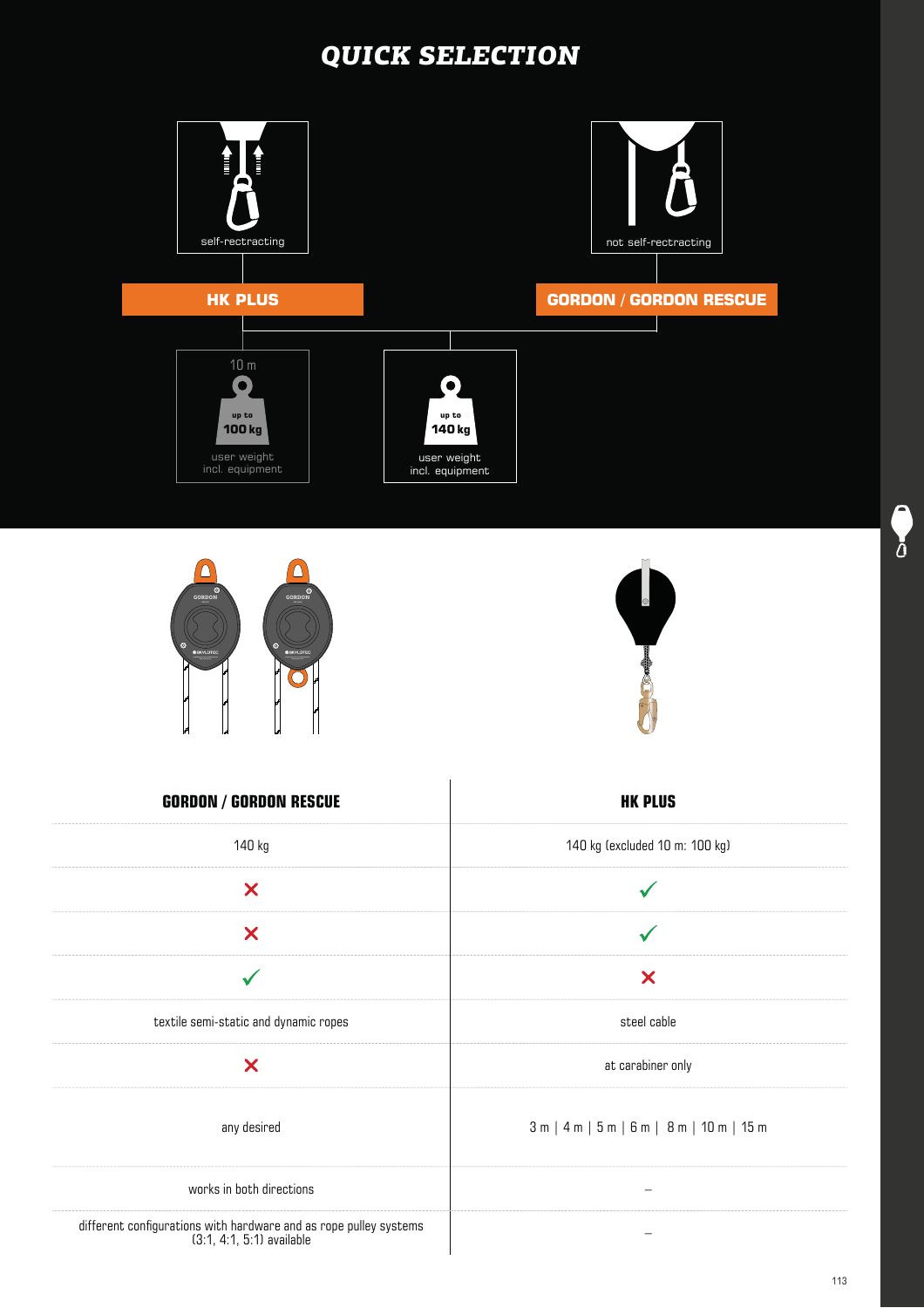# QUICK SELECTION

self-rectracting

not self-rectracting

**HK PLUS**

**GORDON / GORDON RESCUE**

10 m — up to 100 kg — user weight incl. equipment

up to 140 kg — user weight incl. equipment

| GORDON / GORDON RESCUE | HK PLUS |
|---|---|
| 140 kg | 140 kg (excluded 10 m: 100 kg) |
| ✗ | ✓ |
| ✗ | ✓ |
| ✓ | ✗ |
| textile semi-static and dynamic ropes | steel cable |
| ✗ | at carabiner only |
| any desired | 3 m \| 4 m \| 5 m \| 6 m \| 8 m \| 10 m \| 15 m |
| works in both directions | – |
| different configurations with hardware and as rope pulley systems (3:1, 4:1, 5:1) available | – |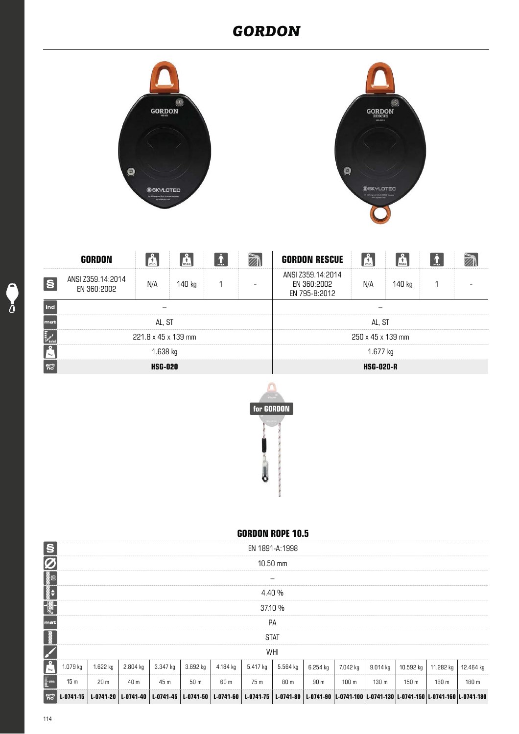# GORDON

| | GORDON | min | max | max | | GORDON RESCUE | min | max | max | |
|---|---|---|---|---|---|---|---|---|---|---|
| § | ANSI Z359.14:2014 EN 360:2002 | N/A | 140 kg | 1 | - | ANSI Z359.14:2014 EN 360:2002 EN 795-B:2012 | N/A | 140 kg | 1 | - |
| ind | – | | | | | – | | | | |
| mat | AL, ST | | | | | AL, ST | | | | |
| | 221.8 x 45 x 139 mm | | | | | 250 x 45 x 139 mm | | | | |
| kg | 1.638 kg | | | | | 1.677 kg | | | | |
| art no | **HSG-020** | | | | | **HSG-020-R** | | | | |

for GORDON

## GORDON ROPE 10.5

| | | | | | | | | | | | | | | |
|---|---|---|---|---|---|---|---|---|---|---|---|---|---|---|
| § | EN 1891-A:1998 | | | | | | | | | | | | | |
| Ø | 10.50 mm | | | | | | | | | | | | | |
| | – | | | | | | | | | | | | | |
| | 4.40 % | | | | | | | | | | | | | |
| % | 37.10 % | | | | | | | | | | | | | |
| mat | PA | | | | | | | | | | | | | |
| | STAT | | | | | | | | | | | | | |
| | WHI | | | | | | | | | | | | | |
| kg | 1.079 kg | 1.622 kg | 2.804 kg | 3.347 kg | 3.692 kg | 4.184 kg | 5.417 kg | 5.564 kg | 6.254 kg | 7.042 kg | 9.014 kg | 10.592 kg | 11.282 kg | 12.464 kg |
| m | 15 m | 20 m | 40 m | 45 m | 50 m | 60 m | 75 m | 80 m | 90 m | 100 m | 130 m | 150 m | 160 m | 180 m |
| art no | **L-0741-15** | **L-0741-20** | **L-0741-40** | **L-0741-45** | **L-0741-50** | **L-0741-60** | **L-0741-75** | **L-0741-80** | **L-0741-90** | **L-0741-100** | **L-0741-130** | **L-0741-150** | **L-0741-160** | **L-0741-180** |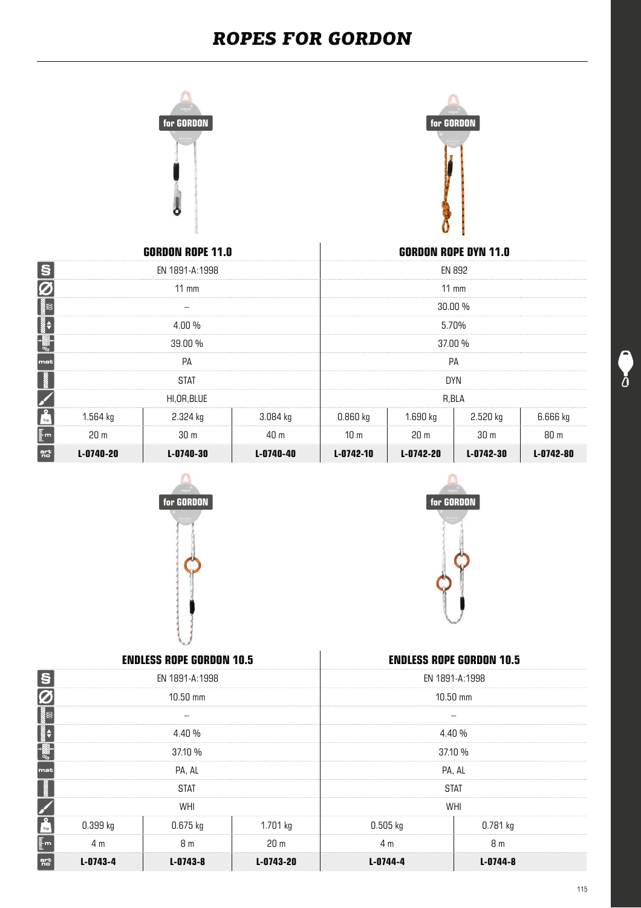# ROPES FOR GORDON

for GORDON

for GORDON

| | GORDON ROPE 11.0 | | | GORDON ROPE DYN 11.0 | | | |
|---|---|---|---|---|---|---|---|
| § | EN 1891-A:1998 | | | EN 892 | | | |
| Ø | 11 mm | | | 11 mm | | | |
| | – | | | 30.00 % | | | |
| | 4.00 % | | | 5.70% | | | |
| % | 39.00 % | | | 37.00 % | | | |
| mat | PA | | | PA | | | |
| | STAT | | | DYN | | | |
| | HI,OR,BLUE | | | R,BLA | | | |
| kg | 1.564 kg | 2.324 kg | 3.084 kg | 0.860 kg | 1.690 kg | 2.520 kg | 6.666 kg |
| m | 20 m | 30 m | 40 m | 10 m | 20 m | 30 m | 80 m |
| art no | **L-0740-20** | **L-0740-30** | **L-0740-40** | **L-0742-10** | **L-0742-20** | **L-0742-30** | **L-0742-80** |

for GORDON

for GORDON

| | ENDLESS ROPE GORDON 10.5 | | | ENDLESS ROPE GORDON 10.5 | |
|---|---|---|---|---|---|
| § | EN 1891-A:1998 | | | EN 1891-A:1998 | |
| Ø | 10.50 mm | | | 10.50 mm | |
| | – | | | – | |
| | 4.40 % | | | 4.40 % | |
| % | 37.10 % | | | 37.10 % | |
| mat | PA, AL | | | PA, AL | |
| | STAT | | | STAT | |
| | WHI | | | WHI | |
| kg | 0.399 kg | 0.675 kg | 1.701 kg | 0.505 kg | 0.781 kg |
| m | 4 m | 8 m | 20 m | 4 m | 8 m |
| art no | **L-0743-4** | **L-0743-8** | **L-0743-20** | **L-0744-4** | **L-0744-8** |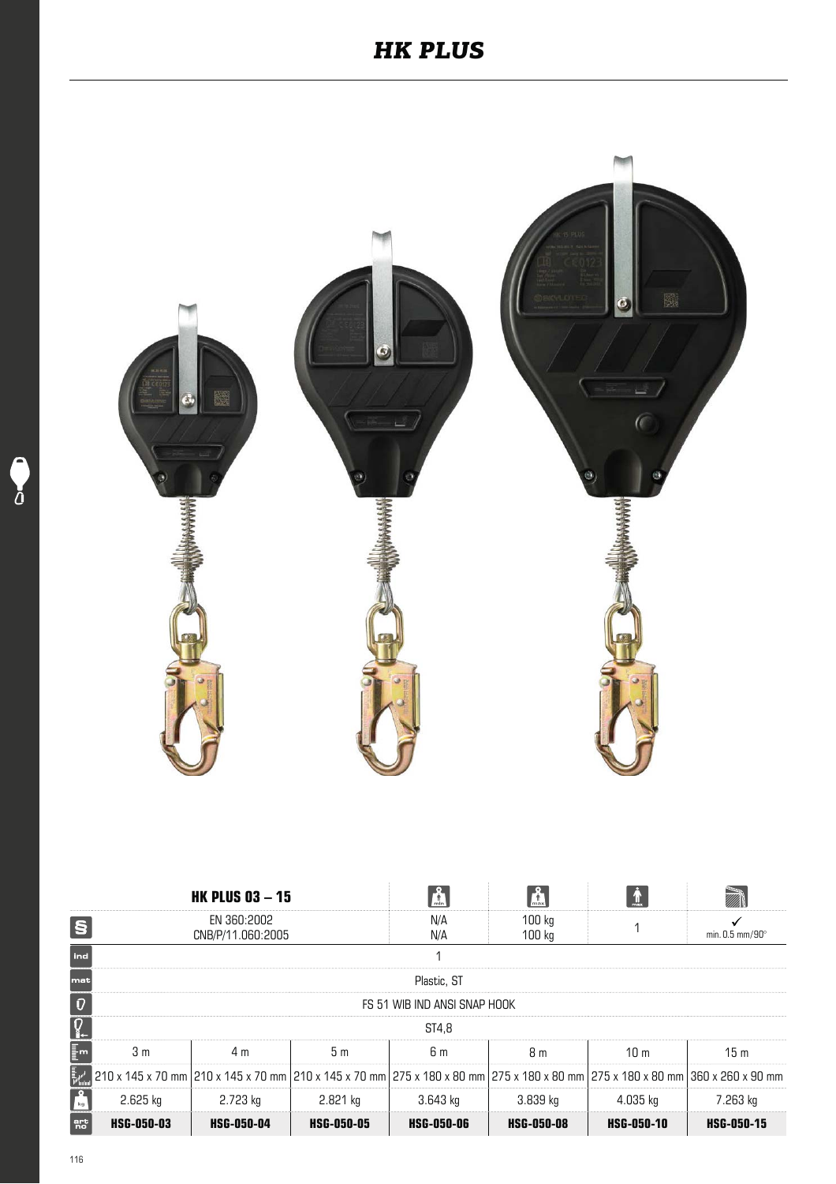# HK PLUS

| HK PLUS 03 – 15 | | | min | max | max | |
|---|---|---|---|---|---|---|
| EN 360:2002<br>CNB/P/11.060:2005 | | | N/A<br>N/A | 100 kg<br>100 kg | 1 | ✓<br>min. 0.5 mm/90° |
| 1 | | | | | | |
| Plastic, ST | | | | | | |
| FS 51 WIB IND ANSI SNAP HOOK | | | | | | |
| ST4,8 | | | | | | |
| 3 m | 4 m | 5 m | 6 m | 8 m | 10 m | 15 m |
| 210 x 145 x 70 mm | 210 x 145 x 70 mm | 210 x 145 x 70 mm | 275 x 180 x 80 mm | 275 x 180 x 80 mm | 275 x 180 x 80 mm | 360 x 260 x 90 mm |
| 2.625 kg | 2.723 kg | 2.821 kg | 3.643 kg | 3.839 kg | 4.035 kg | 7.263 kg |
| **HSG-050-03** | **HSG-050-04** | **HSG-050-05** | **HSG-050-06** | **HSG-050-08** | **HSG-050-10** | **HSG-050-15** |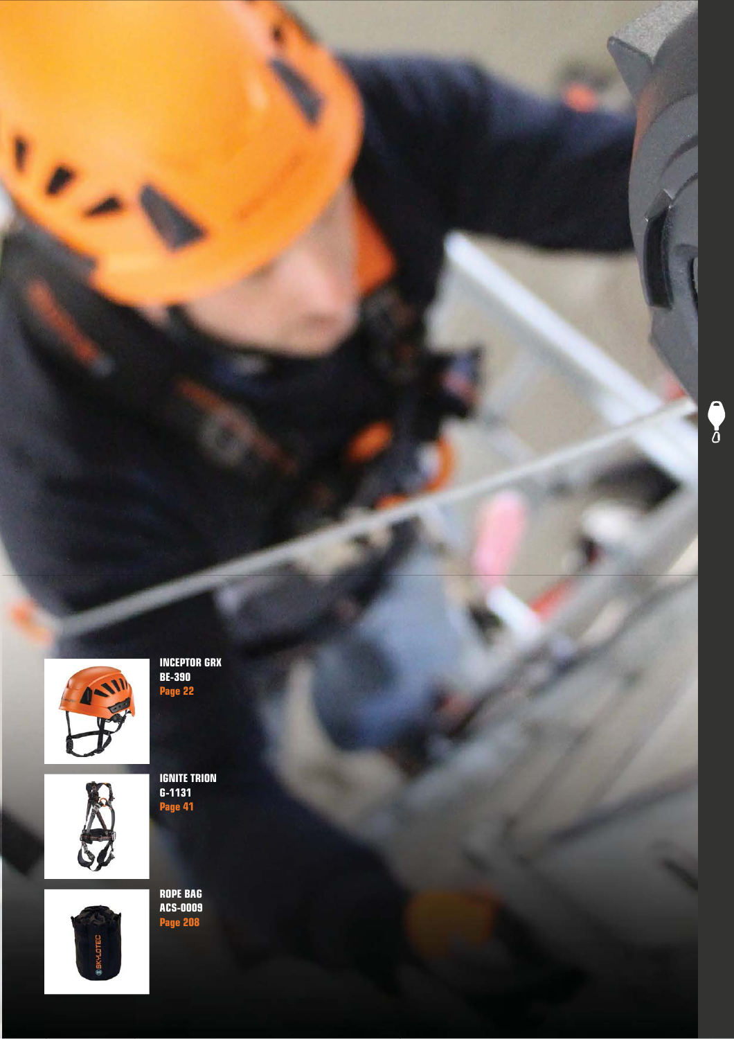**INCEPTOR GRX**
**BE-390**
**Page 22**

**IGNITE TRION**
**G-1131**
**Page 41**

**ROPE BAG**
**ACS-0009**
**Page 208**